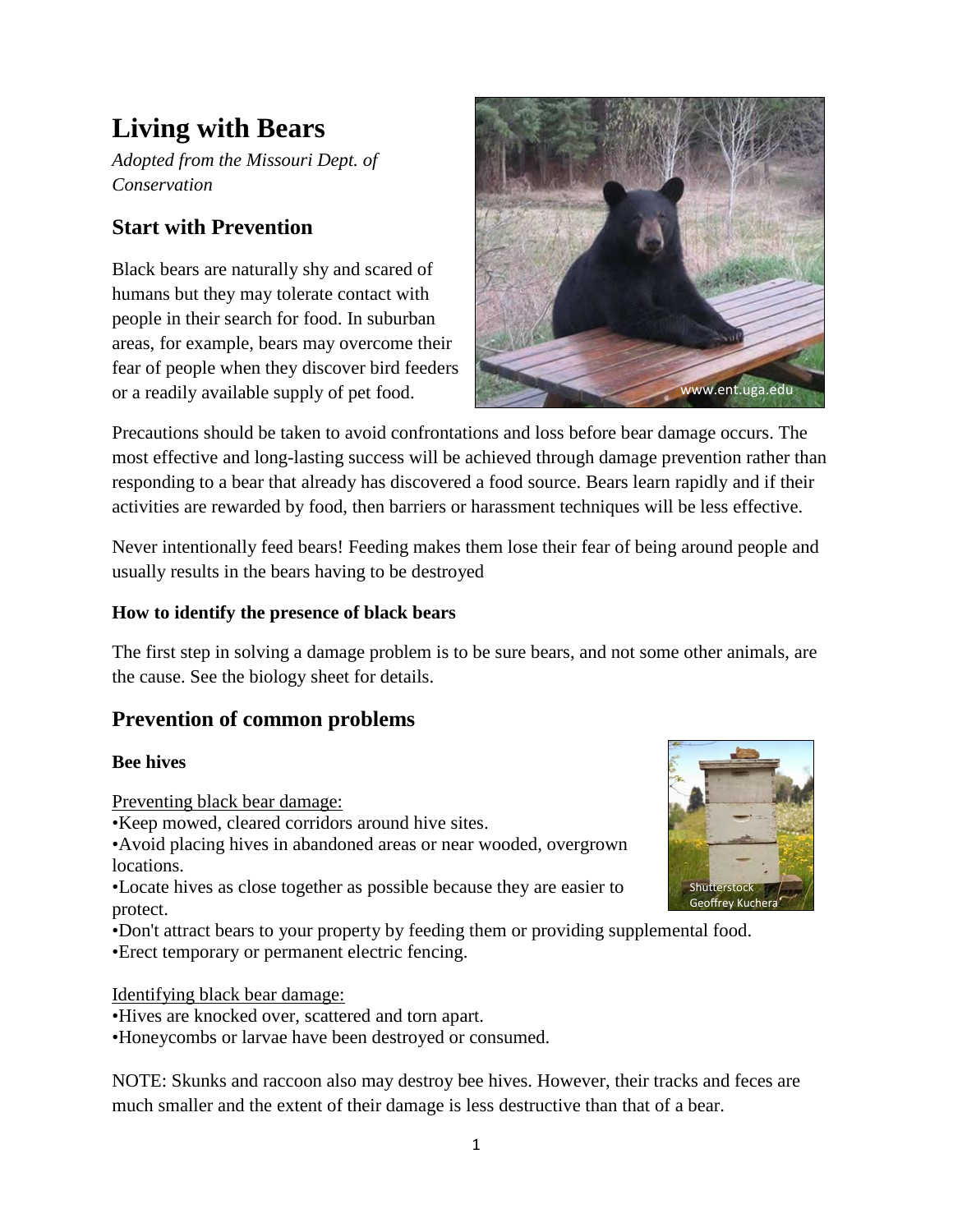# Living with Bears

*Adopted from the Missouri Dept. of Conservation*

## Start with Prevention

Black bears are naturally shy and scared of humans but they may tolerate contact with people in their search for food. In suburban areas, for example, bears may overcome their fear of people when they discover bird feeders or a readily available supply of pet food.

Precautions should be taken to avoid confrontations and loss before bear damage occurs. The most effective and long-lasting success will be achieved through damage prevention rather than responding to a bear that already has discovered a food source. Bears learn rapidly and if their activities are rewarded by food, then barriers or harassment techniques will be less effective.

Never intentionally feed bears! Feeding makes them lose their fear of being around people and usually results in the bears having to be destroyed

### How to identify the presence of black bears

The first step in solving a damage problem is to be sure bears, and not some other animals, are the cause. See the biology sheet for details.

## Prevention of common problems

### Bee hives

<u>Preventing black bear damage:</u>

- Keep mowed, cleared corridors around hive sites.
- Avoid placing hives in abandoned areas or near wooded, overgrown locations.
- Locate hives as close together as possible because they are easier to protect.
- Don't attract bears to your property by feeding them or providing supplemental food.
- Erect temporary or permanent electric fencing.

<u>Identifying black bear damage:</u>

- Hives are knocked over, scattered and torn apart.
- Honeycombs or larvae have been destroyed or consumed.

NOTE: Skunks and raccoon also may destroy bee hives. However, their tracks and feces are much smaller and the extent of their damage is less destructive than that of a bear.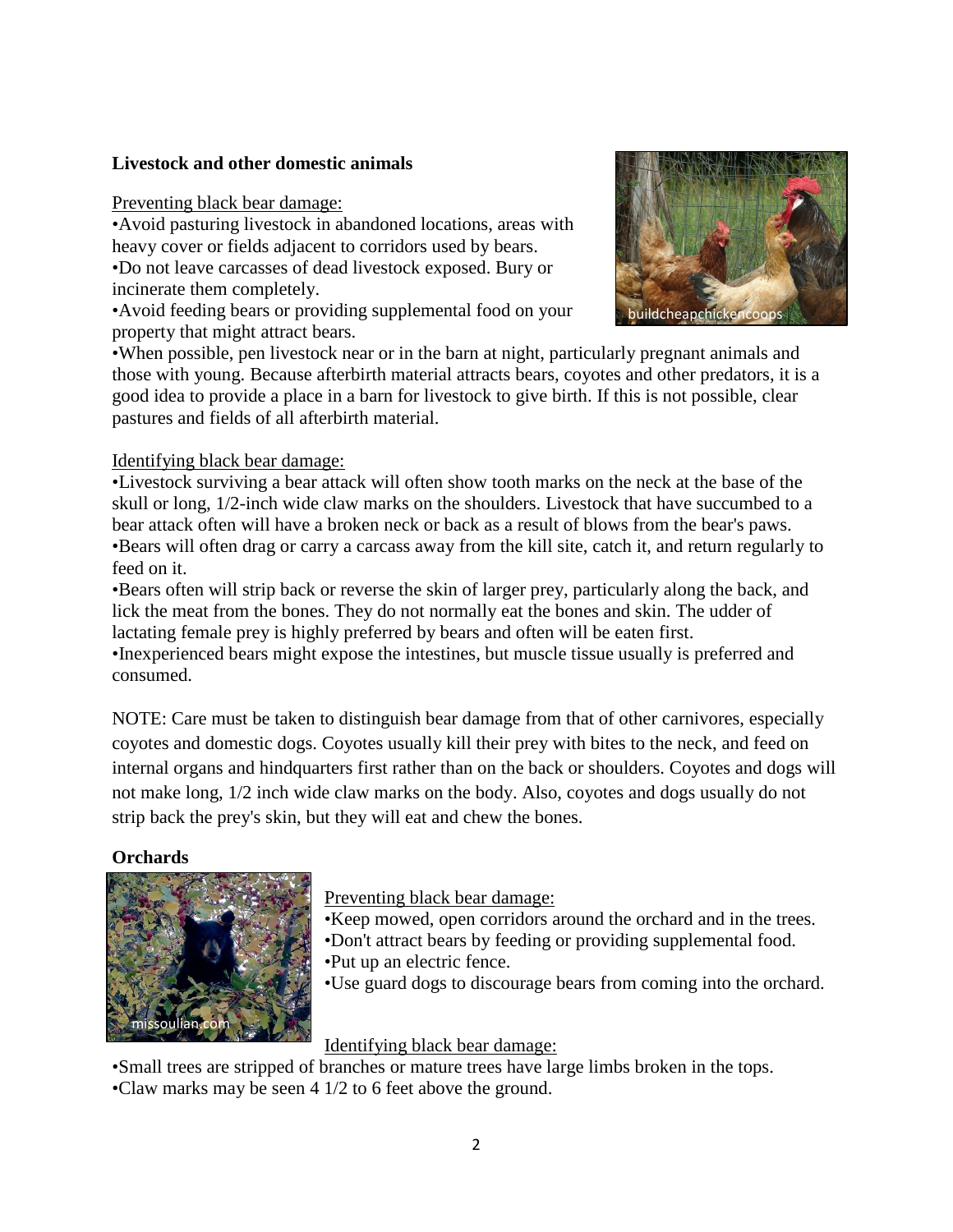**Livestock and other domestic animals**

Preventing black bear damage:

- Avoid pasturing livestock in abandoned locations, areas with heavy cover or fields adjacent to corridors used by bears.
- Do not leave carcasses of dead livestock exposed. Bury or incinerate them completely.
- Avoid feeding bears or providing supplemental food on your property that might attract bears.
- When possible, pen livestock near or in the barn at night, particularly pregnant animals and those with young. Because afterbirth material attracts bears, coyotes and other predators, it is a good idea to provide a place in a barn for livestock to give birth. If this is not possible, clear pastures and fields of all afterbirth material.

Identifying black bear damage:

- Livestock surviving a bear attack will often show tooth marks on the neck at the base of the skull or long, 1/2-inch wide claw marks on the shoulders. Livestock that have succumbed to a bear attack often will have a broken neck or back as a result of blows from the bear's paws.
- Bears will often drag or carry a carcass away from the kill site, catch it, and return regularly to feed on it.
- Bears often will strip back or reverse the skin of larger prey, particularly along the back, and lick the meat from the bones. They do not normally eat the bones and skin. The udder of lactating female prey is highly preferred by bears and often will be eaten first.
- Inexperienced bears might expose the intestines, but muscle tissue usually is preferred and consumed.

NOTE: Care must be taken to distinguish bear damage from that of other carnivores, especially coyotes and domestic dogs. Coyotes usually kill their prey with bites to the neck, and feed on internal organs and hindquarters first rather than on the back or shoulders. Coyotes and dogs will not make long, 1/2 inch wide claw marks on the body. Also, coyotes and dogs usually do not strip back the prey's skin, but they will eat and chew the bones.

**Orchards**

Preventing black bear damage:

- Keep mowed, open corridors around the orchard and in the trees.
- Don't attract bears by feeding or providing supplemental food.
- Put up an electric fence.
- Use guard dogs to discourage bears from coming into the orchard.

Identifying black bear damage:

- Small trees are stripped of branches or mature trees have large limbs broken in the tops.
- Claw marks may be seen 4 1/2 to 6 feet above the ground.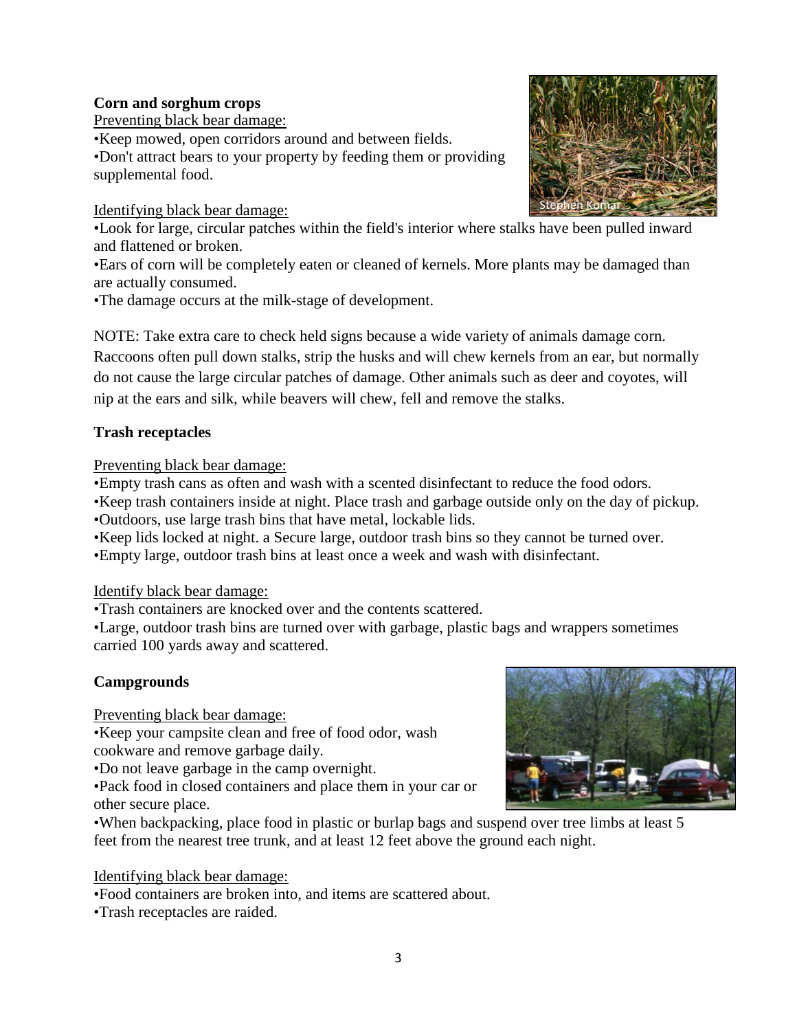**Corn and sorghum crops**

Preventing black bear damage:

•Keep mowed, open corridors around and between fields.
•Don't attract bears to your property by feeding them or providing supplemental food.

Identifying black bear damage:

•Look for large, circular patches within the field's interior where stalks have been pulled inward and flattened or broken.
•Ears of corn will be completely eaten or cleaned of kernels. More plants may be damaged than are actually consumed.
•The damage occurs at the milk-stage of development.

NOTE: Take extra care to check held signs because a wide variety of animals damage corn. Raccoons often pull down stalks, strip the husks and will chew kernels from an ear, but normally do not cause the large circular patches of damage. Other animals such as deer and coyotes, will nip at the ears and silk, while beavers will chew, fell and remove the stalks.

**Trash receptacles**

Preventing black bear damage:

•Empty trash cans as often and wash with a scented disinfectant to reduce the food odors.
•Keep trash containers inside at night. Place trash and garbage outside only on the day of pickup.
•Outdoors, use large trash bins that have metal, lockable lids.
•Keep lids locked at night. a Secure large, outdoor trash bins so they cannot be turned over.
•Empty large, outdoor trash bins at least once a week and wash with disinfectant.

Identify black bear damage:

•Trash containers are knocked over and the contents scattered.
•Large, outdoor trash bins are turned over with garbage, plastic bags and wrappers sometimes carried 100 yards away and scattered.

**Campgrounds**

Preventing black bear damage:

•Keep your campsite clean and free of food odor, wash cookware and remove garbage daily.
•Do not leave garbage in the camp overnight.
•Pack food in closed containers and place them in your car or other secure place.
•When backpacking, place food in plastic or burlap bags and suspend over tree limbs at least 5 feet from the nearest tree trunk, and at least 12 feet above the ground each night.

Identifying black bear damage:

•Food containers are broken into, and items are scattered about.
•Trash receptacles are raided.